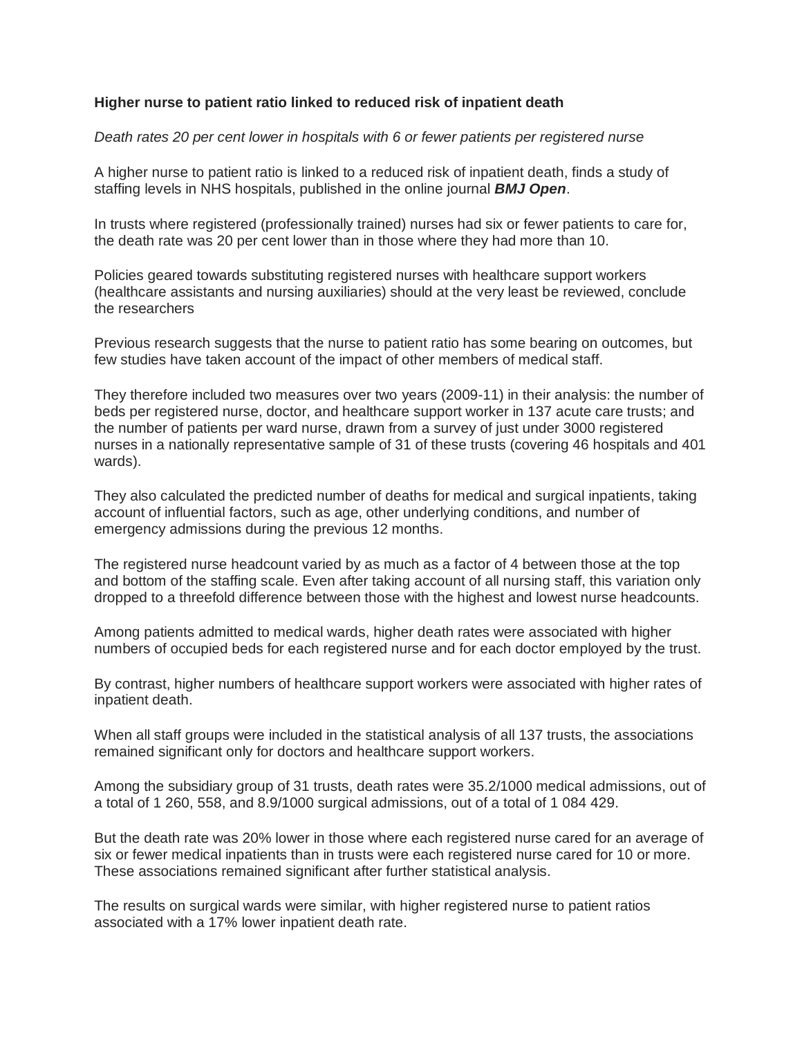**Higher nurse to patient ratio linked to reduced risk of inpatient death**

*Death rates 20 per cent lower in hospitals with 6 or fewer patients per registered nurse*

A higher nurse to patient ratio is linked to a reduced risk of inpatient death, finds a study of staffing levels in NHS hospitals, published in the online journal ***BMJ Open***.

In trusts where registered (professionally trained) nurses had six or fewer patients to care for, the death rate was 20 per cent lower than in those where they had more than 10.

Policies geared towards substituting registered nurses with healthcare support workers (healthcare assistants and nursing auxiliaries) should at the very least be reviewed, conclude the researchers

Previous research suggests that the nurse to patient ratio has some bearing on outcomes, but few studies have taken account of the impact of other members of medical staff.

They therefore included two measures over two years (2009-11) in their analysis: the number of beds per registered nurse, doctor, and healthcare support worker in 137 acute care trusts; and the number of patients per ward nurse, drawn from a survey of just under 3000 registered nurses in a nationally representative sample of 31 of these trusts (covering 46 hospitals and 401 wards).

They also calculated the predicted number of deaths for medical and surgical inpatients, taking account of influential factors, such as age, other underlying conditions, and number of emergency admissions during the previous 12 months.

The registered nurse headcount varied by as much as a factor of 4 between those at the top and bottom of the staffing scale. Even after taking account of all nursing staff, this variation only dropped to a threefold difference between those with the highest and lowest nurse headcounts.

Among patients admitted to medical wards, higher death rates were associated with higher numbers of occupied beds for each registered nurse and for each doctor employed by the trust.

By contrast, higher numbers of healthcare support workers were associated with higher rates of inpatient death.

When all staff groups were included in the statistical analysis of all 137 trusts, the associations remained significant only for doctors and healthcare support workers.

Among the subsidiary group of 31 trusts, death rates were 35.2/1000 medical admissions, out of a total of 1 260, 558, and 8.9/1000 surgical admissions, out of a total of 1 084 429.

But the death rate was 20% lower in those where each registered nurse cared for an average of six or fewer medical inpatients than in trusts were each registered nurse cared for 10 or more. These associations remained significant after further statistical analysis.

The results on surgical wards were similar, with higher registered nurse to patient ratios associated with a 17% lower inpatient death rate.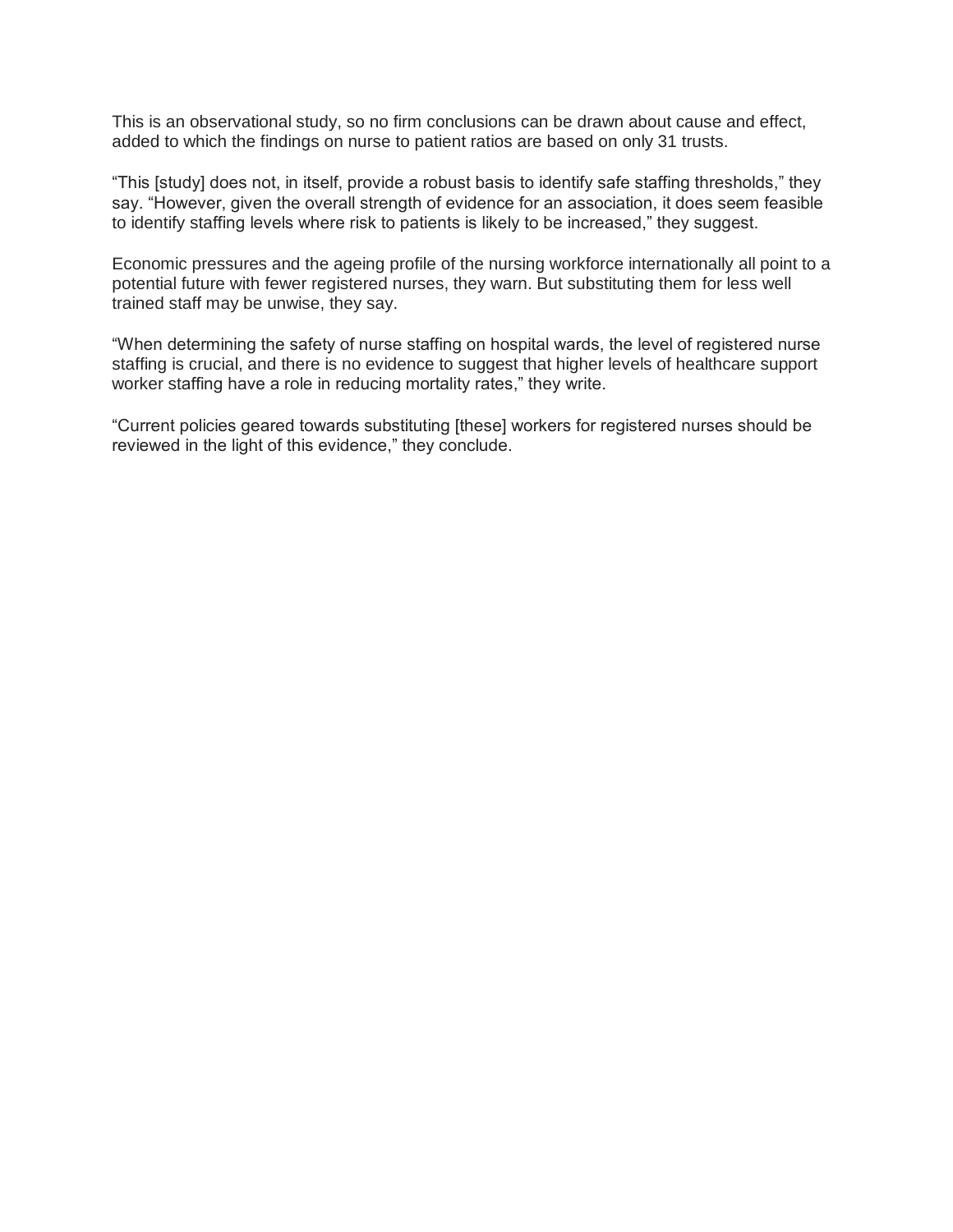This is an observational study, so no firm conclusions can be drawn about cause and effect, added to which the findings on nurse to patient ratios are based on only 31 trusts.

“This [study] does not, in itself, provide a robust basis to identify safe staffing thresholds,” they say. “However, given the overall strength of evidence for an association, it does seem feasible to identify staffing levels where risk to patients is likely to be increased,” they suggest.

Economic pressures and the ageing profile of the nursing workforce internationally all point to a potential future with fewer registered nurses, they warn. But substituting them for less well trained staff may be unwise, they say.

“When determining the safety of nurse staffing on hospital wards, the level of registered nurse staffing is crucial, and there is no evidence to suggest that higher levels of healthcare support worker staffing have a role in reducing mortality rates,” they write.

“Current policies geared towards substituting [these] workers for registered nurses should be reviewed in the light of this evidence,” they conclude.